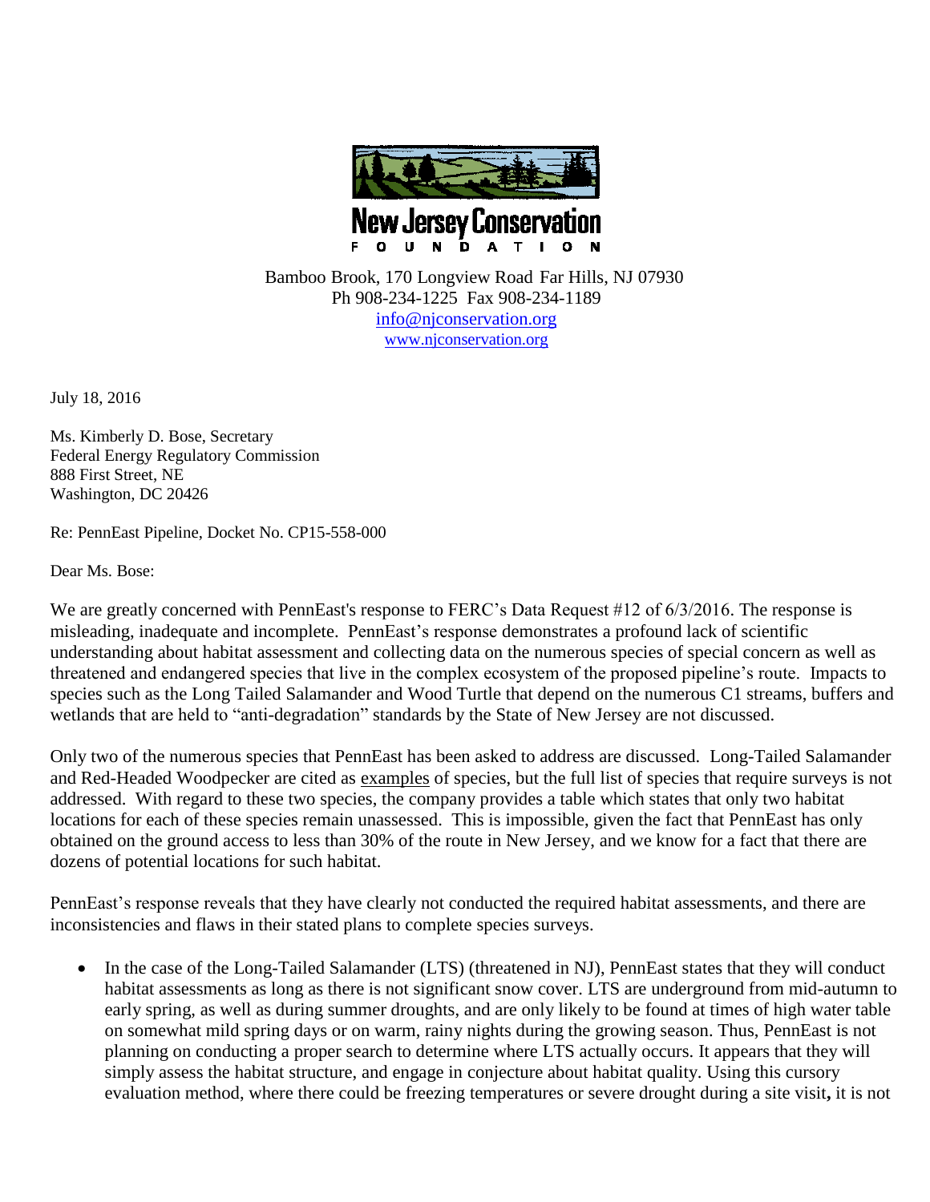New Jersey Conservation

FOUNDATION

Bamboo Brook, 170 Longview Road Far Hills, NJ 07930
Ph 908-234-1225 Fax 908-234-1189
info@njconservation.org
www.njconservation.org

July 18, 2016

Ms. Kimberly D. Bose, Secretary
Federal Energy Regulatory Commission
888 First Street, NE
Washington, DC 20426

Re: PennEast Pipeline, Docket No. CP15-558-000

Dear Ms. Bose:

We are greatly concerned with PennEast's response to FERC's Data Request #12 of 6/3/2016. The response is misleading, inadequate and incomplete. PennEast's response demonstrates a profound lack of scientific understanding about habitat assessment and collecting data on the numerous species of special concern as well as threatened and endangered species that live in the complex ecosystem of the proposed pipeline's route. Impacts to species such as the Long Tailed Salamander and Wood Turtle that depend on the numerous C1 streams, buffers and wetlands that are held to "anti-degradation" standards by the State of New Jersey are not discussed.

Only two of the numerous species that PennEast has been asked to address are discussed. Long-Tailed Salamander and Red-Headed Woodpecker are cited as examples of species, but the full list of species that require surveys is not addressed. With regard to these two species, the company provides a table which states that only two habitat locations for each of these species remain unassessed. This is impossible, given the fact that PennEast has only obtained on the ground access to less than 30% of the route in New Jersey, and we know for a fact that there are dozens of potential locations for such habitat.

PennEast's response reveals that they have clearly not conducted the required habitat assessments, and there are inconsistencies and flaws in their stated plans to complete species surveys.

- In the case of the Long-Tailed Salamander (LTS) (threatened in NJ), PennEast states that they will conduct habitat assessments as long as there is not significant snow cover. LTS are underground from mid-autumn to early spring, as well as during summer droughts, and are only likely to be found at times of high water table on somewhat mild spring days or on warm, rainy nights during the growing season. Thus, PennEast is not planning on conducting a proper search to determine where LTS actually occurs. It appears that they will simply assess the habitat structure, and engage in conjecture about habitat quality. Using this cursory evaluation method, where there could be freezing temperatures or severe drought during a site visit**,** it is not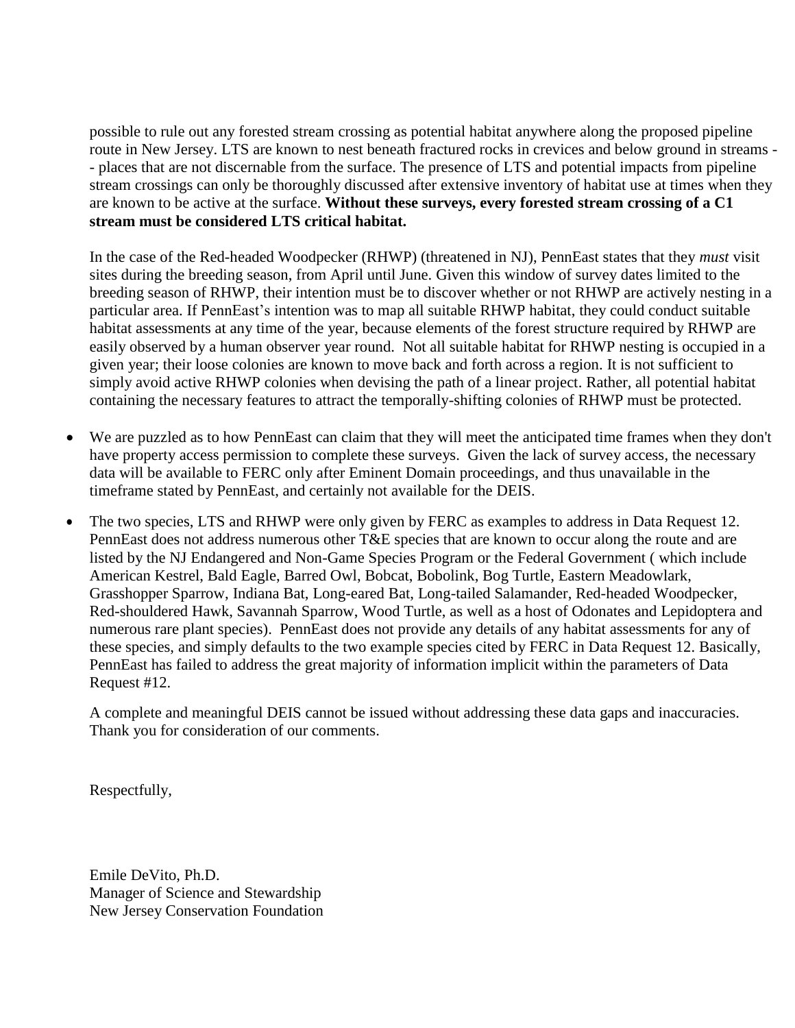possible to rule out any forested stream crossing as potential habitat anywhere along the proposed pipeline route in New Jersey. LTS are known to nest beneath fractured rocks in crevices and below ground in streams -- places that are not discernable from the surface. The presence of LTS and potential impacts from pipeline stream crossings can only be thoroughly discussed after extensive inventory of habitat use at times when they are known to be active at the surface. **Without these surveys, every forested stream crossing of a C1 stream must be considered LTS critical habitat.**

In the case of the Red-headed Woodpecker (RHWP) (threatened in NJ), PennEast states that they *must* visit sites during the breeding season, from April until June. Given this window of survey dates limited to the breeding season of RHWP, their intention must be to discover whether or not RHWP are actively nesting in a particular area. If PennEast's intention was to map all suitable RHWP habitat, they could conduct suitable habitat assessments at any time of the year, because elements of the forest structure required by RHWP are easily observed by a human observer year round. Not all suitable habitat for RHWP nesting is occupied in a given year; their loose colonies are known to move back and forth across a region. It is not sufficient to simply avoid active RHWP colonies when devising the path of a linear project. Rather, all potential habitat containing the necessary features to attract the temporally-shifting colonies of RHWP must be protected.

- We are puzzled as to how PennEast can claim that they will meet the anticipated time frames when they don't have property access permission to complete these surveys. Given the lack of survey access, the necessary data will be available to FERC only after Eminent Domain proceedings, and thus unavailable in the timeframe stated by PennEast, and certainly not available for the DEIS.
- The two species, LTS and RHWP were only given by FERC as examples to address in Data Request 12. PennEast does not address numerous other T&E species that are known to occur along the route and are listed by the NJ Endangered and Non-Game Species Program or the Federal Government ( which include American Kestrel, Bald Eagle, Barred Owl, Bobcat, Bobolink, Bog Turtle, Eastern Meadowlark, Grasshopper Sparrow, Indiana Bat, Long-eared Bat, Long-tailed Salamander, Red-headed Woodpecker, Red-shouldered Hawk, Savannah Sparrow, Wood Turtle, as well as a host of Odonates and Lepidoptera and numerous rare plant species). PennEast does not provide any details of any habitat assessments for any of these species, and simply defaults to the two example species cited by FERC in Data Request 12. Basically, PennEast has failed to address the great majority of information implicit within the parameters of Data Request #12.

A complete and meaningful DEIS cannot be issued without addressing these data gaps and inaccuracies. Thank you for consideration of our comments.

Respectfully,

Emile DeVito, Ph.D.
Manager of Science and Stewardship
New Jersey Conservation Foundation